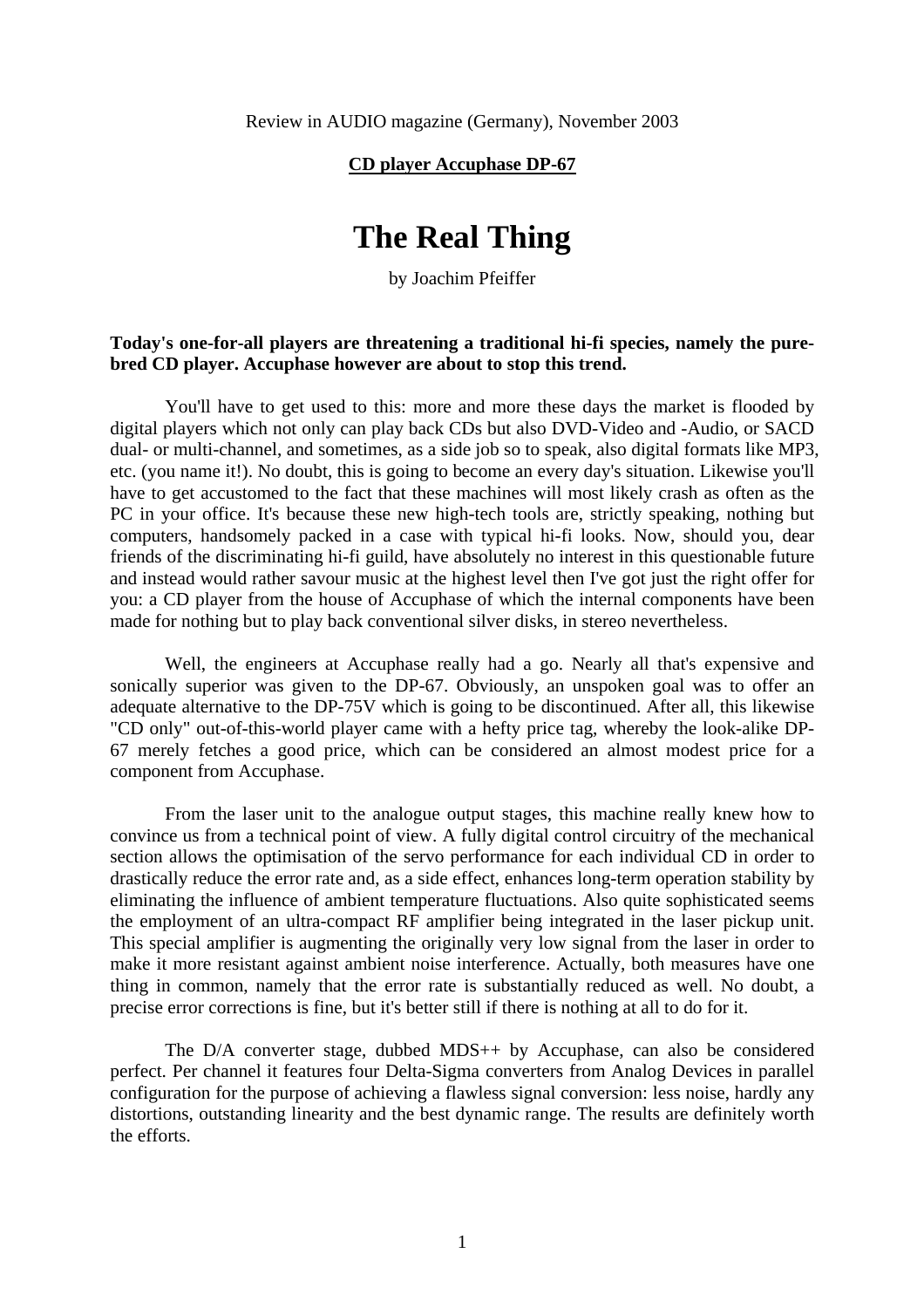Review in AUDIO magazine (Germany), November 2003

**CD player Accuphase DP-67**

# The Real Thing

by Joachim Pfeiffer

**Today's one-for-all players are threatening a traditional hi-fi species, namely the pure-bred CD player. Accuphase however are about to stop this trend.**

You'll have to get used to this: more and more these days the market is flooded by digital players which not only can play back CDs but also DVD-Video and -Audio, or SACD dual- or multi-channel, and sometimes, as a side job so to speak, also digital formats like MP3, etc. (you name it!). No doubt, this is going to become an every day's situation. Likewise you'll have to get accustomed to the fact that these machines will most likely crash as often as the PC in your office. It's because these new high-tech tools are, strictly speaking, nothing but computers, handsomely packed in a case with typical hi-fi looks. Now, should you, dear friends of the discriminating hi-fi guild, have absolutely no interest in this questionable future and instead would rather savour music at the highest level then I've got just the right offer for you: a CD player from the house of Accuphase of which the internal components have been made for nothing but to play back conventional silver disks, in stereo nevertheless.

Well, the engineers at Accuphase really had a go. Nearly all that's expensive and sonically superior was given to the DP-67. Obviously, an unspoken goal was to offer an adequate alternative to the DP-75V which is going to be discontinued. After all, this likewise "CD only" out-of-this-world player came with a hefty price tag, whereby the look-alike DP-67 merely fetches a good price, which can be considered an almost modest price for a component from Accuphase.

From the laser unit to the analogue output stages, this machine really knew how to convince us from a technical point of view. A fully digital control circuitry of the mechanical section allows the optimisation of the servo performance for each individual CD in order to drastically reduce the error rate and, as a side effect, enhances long-term operation stability by eliminating the influence of ambient temperature fluctuations. Also quite sophisticated seems the employment of an ultra-compact RF amplifier being integrated in the laser pickup unit. This special amplifier is augmenting the originally very low signal from the laser in order to make it more resistant against ambient noise interference. Actually, both measures have one thing in common, namely that the error rate is substantially reduced as well. No doubt, a precise error corrections is fine, but it's better still if there is nothing at all to do for it.

The D/A converter stage, dubbed MDS++ by Accuphase, can also be considered perfect. Per channel it features four Delta-Sigma converters from Analog Devices in parallel configuration for the purpose of achieving a flawless signal conversion: less noise, hardly any distortions, outstanding linearity and the best dynamic range. The results are definitely worth the efforts.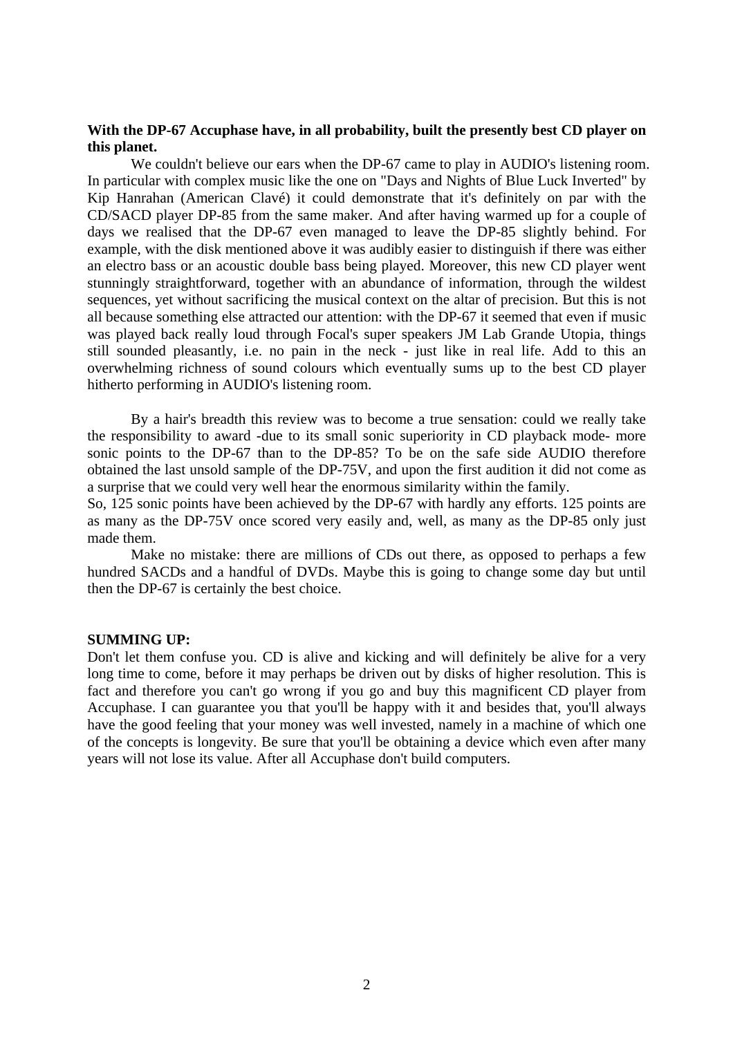**With the DP-67 Accuphase have, in all probability, built the presently best CD player on this planet.**

We couldn't believe our ears when the DP-67 came to play in AUDIO's listening room. In particular with complex music like the one on "Days and Nights of Blue Luck Inverted" by Kip Hanrahan (American Clavé) it could demonstrate that it's definitely on par with the CD/SACD player DP-85 from the same maker. And after having warmed up for a couple of days we realised that the DP-67 even managed to leave the DP-85 slightly behind. For example, with the disk mentioned above it was audibly easier to distinguish if there was either an electro bass or an acoustic double bass being played. Moreover, this new CD player went stunningly straightforward, together with an abundance of information, through the wildest sequences, yet without sacrificing the musical context on the altar of precision. But this is not all because something else attracted our attention: with the DP-67 it seemed that even if music was played back really loud through Focal's super speakers JM Lab Grande Utopia, things still sounded pleasantly, i.e. no pain in the neck - just like in real life. Add to this an overwhelming richness of sound colours which eventually sums up to the best CD player hitherto performing in AUDIO's listening room.

By a hair's breadth this review was to become a true sensation: could we really take the responsibility to award -due to its small sonic superiority in CD playback mode- more sonic points to the DP-67 than to the DP-85? To be on the safe side AUDIO therefore obtained the last unsold sample of the DP-75V, and upon the first audition it did not come as a surprise that we could very well hear the enormous similarity within the family.
So, 125 sonic points have been achieved by the DP-67 with hardly any efforts. 125 points are as many as the DP-75V once scored very easily and, well, as many as the DP-85 only just made them.

Make no mistake: there are millions of CDs out there, as opposed to perhaps a few hundred SACDs and a handful of DVDs. Maybe this is going to change some day but until then the DP-67 is certainly the best choice.

**SUMMING UP:**

Don't let them confuse you. CD is alive and kicking and will definitely be alive for a very long time to come, before it may perhaps be driven out by disks of higher resolution. This is fact and therefore you can't go wrong if you go and buy this magnificent CD player from Accuphase. I can guarantee you that you'll be happy with it and besides that, you'll always have the good feeling that your money was well invested, namely in a machine of which one of the concepts is longevity. Be sure that you'll be obtaining a device which even after many years will not lose its value. After all Accuphase don't build computers.